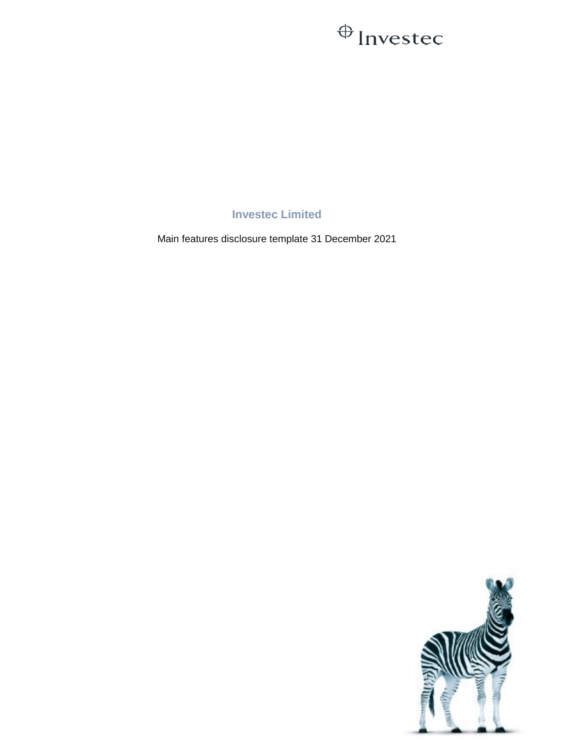# Investec Limited

Main features disclosure template 31 December 2021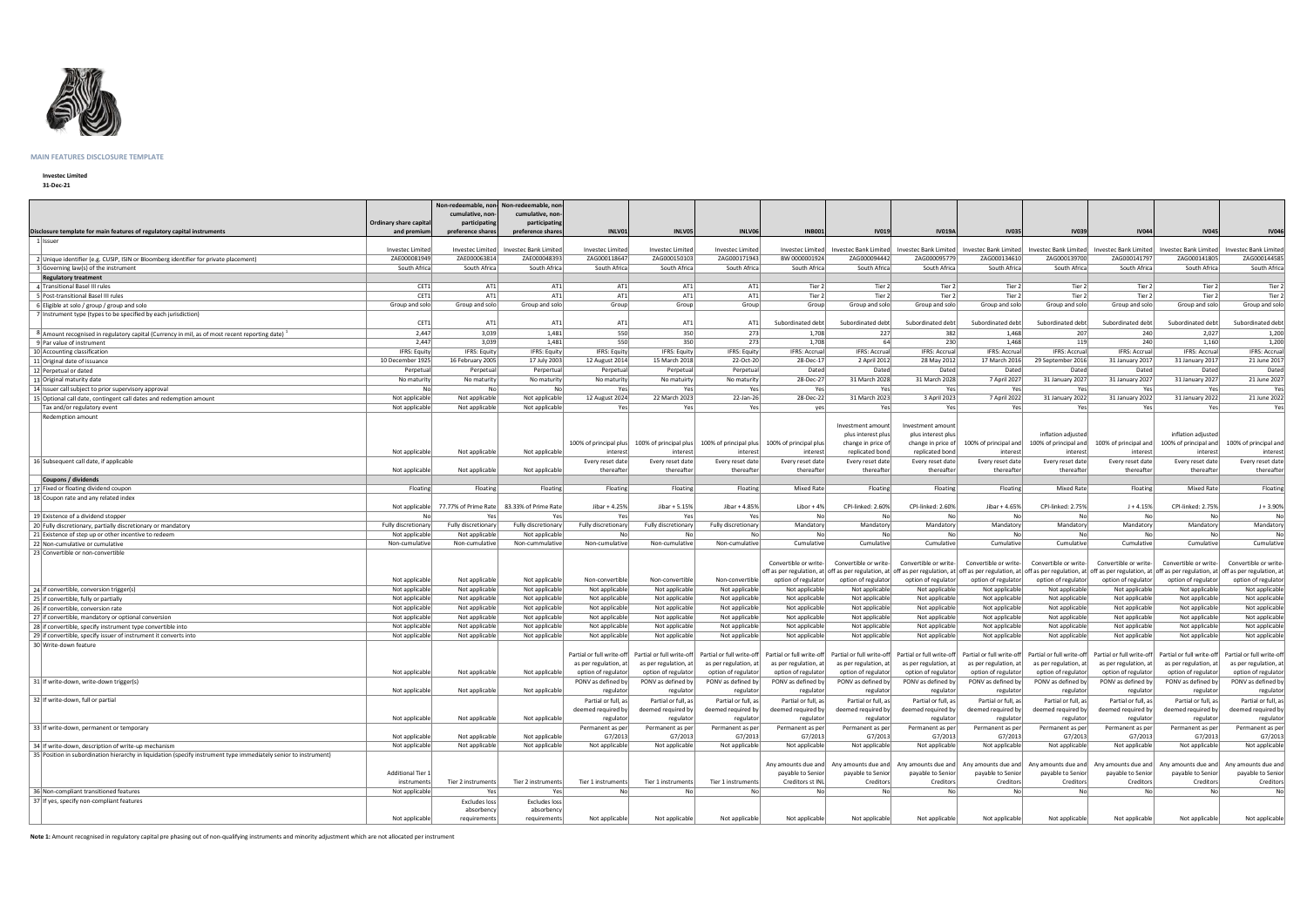**MAIN FEATURES DISCLOSURE TEMPLATE**

**Investec Limited**

**31-Dec-21**

| Disclosure template for main features of regulatory capital instruments | Ordinary share capital and premium | Non-redeemable, non-cumulative, non-participating preference shares | Non-redeemable, non-cumulative, non-participating preference shares | INLV01 | INLV05 | INLV06 | INB001 | IV019 | IV019A | IV035 | IV039 | IV044 | IV045 | IV046 |
|---|---|---|---|---|---|---|---|---|---|---|---|---|---|---|
| 1 Issuer | Investec Limited | Investec Limited | Investec Bank Limited | Investec Limited | Investec Limited | Investec Limited | Investec Limited | Investec Bank Limited | Investec Bank Limited | Investec Bank Limited | Investec Bank Limited | Investec Bank Limited | Investec Bank Limited | Investec Bank Limited |
| 2 Unique identifier (e.g. CUSIP, ISIN or Bloomberg identifier for private placement) | ZAE000081949 | ZAE000063814 | ZAE000048393 | ZAG000118647 | ZAG000150103 | ZAG000171943 | BW 0000001924 | ZAG000094442 | ZAG000095779 | ZAG000134610 | ZAG000139700 | ZAG000141797 | ZAG000141805 | ZAG000144585 |
| 3 Governing law(s) of the instrument | South Africa | South Africa | South Africa | South Africa | South Africa | South Africa | South Africa | South Africa | South Africa | South Africa | South Africa | South Africa | South Africa | South Africa |
| **Regulatory treatment** | | | | | | | | | | | | | | |
| 4 Transitional Basel III rules | CET1 | AT1 | AT1 | AT1 | AT1 | AT1 | Tier 2 | Tier 2 | Tier 2 | Tier 2 | Tier 2 | Tier 2 | Tier 2 | Tier 2 |
| 5 Post-transitional Basel III rules | CET1 | AT1 | AT1 | AT1 | AT1 | AT1 | Tier 2 | Tier 2 | Tier 2 | Tier 2 | Tier 2 | Tier 2 | Tier 2 | Tier 2 |
| 6 Eligible at solo / group / group and solo | Group and solo | Group and solo | Group and solo | Group | Group | Group | Group | Group and solo | Group and solo | Group and solo | Group and solo | Group and solo | Group and solo | Group and solo |
| 7 Instrument type (types to be specified by each jurisdiction) | CET1 | AT1 | AT1 | AT1 | AT1 | AT1 | Subordinated debt | Subordinated debt | Subordinated debt | Subordinated debt | Subordinated debt | Subordinated debt | Subordinated debt | Subordinated debt |
| 8 Amount recognised in regulatory capital (Currency in mil, as of most recent reporting date) [1] | 2,447 | 3,039 | 1,481 | 550 | 350 | 273 | 1,708 | 227 | 382 | 1,468 | 207 | 240 | 2,027 | 1,200 |
| 9 Par value of instrument | 2,447 | 3,039 | 1,481 | 550 | 350 | 273 | 1,708 | 64 | 230 | 1,468 | 119 | 240 | 1,160 | 1,200 |
| 10 Accounting classification | IFRS: Equity | IFRS: Equity | IFRS: Equity | IFRS: Equity | IFRS: Equity | IFRS: Equity | IFRS: Accrual | IFRS: Accrual | IFRS: Accrual | IFRS: Accrual | IFRS: Accrual | IFRS: Accrual | IFRS: Accrual | IFRS: Accrual |
| 11 Original date of issuance | 10 December 1925 | 16 February 2005 | 17 July 2003 | 12 August 2014 | 15 March 2018 | 22-Oct-20 | 28-Dec-17 | 2 April 2012 | 28 May 2012 | 17 March 2016 | 29 September 2016 | 31 January 2017 | 31 January 2017 | 21 June 2017 |
| 12 Perpetual or dated | Perpetual | Perpetual | Perpetual | Perpetual | Perpetual | Perpetual | Dated | Dated | Dated | Dated | Dated | Dated | Dated | Dated |
| 13 Original maturity date | No maturity | No maturity | No maturity | No maturity | No maturity | No maturity | 28-Dec-27 | 31 March 2028 | 31 March 2028 | 7 April 2027 | 31 January 2027 | 31 January 2027 | 31 January 2027 | 21 June 2027 |
| 14 Issuer call subject to prior supervisory approval | No | No | No | Yes | Yes | Yes | Yes | Yes | Yes | Yes | Yes | Yes | Yes | Yes |
| 15 Optional call date, contingent call dates and redemption amount | Not applicable | Not applicable | Not applicable | 12 August 2024 | 22 March 2023 | 22-Jan-26 | 28-Dec-22 | 31 March 2023 | 3 April 2023 | 7 April 2022 | 31 January 2022 | 31 January 2022 | 31 January 2022 | 21 June 2022 |
| Tax and/or regulatory event | Not applicable | Not applicable | Not applicable | Yes | Yes | Yes | yes | Yes | Yes | Yes | Yes | Yes | Yes | Yes |
| Redemption amount | Not applicable | Not applicable | Not applicable | 100% of principal plus interest | 100% of principal plus interest | 100% of principal plus interest | 100% of principal plus interest | Investment amount plus interest plus change in price of replicated bond | Investment amount plus interest plus change in price of replicated bond | 100% of principal and interest | inflation adjusted 100% of principal and interest | 100% of principal and interest | inflation adjusted 100% of principal and interest | 100% of principal and interest |
| 16 Subsequent call date, if applicable | Not applicable | Not applicable | Not applicable | Every reset date thereafter | Every reset date thereafter | Every reset date thereafter | Every reset date thereafter | Every reset date thereafter | Every reset date thereafter | Every reset date thereafter | Every reset date thereafter | Every reset date thereafter | Every reset date thereafter | Every reset date thereafter |
| **Coupons / dividends** | | | | | | | | | | | | | | |
| 17 Fixed or floating dividend coupon | Floating | Floating | Floating | Floating | Floating | Floating | Mixed Rate | Floating | Floating | Floating | Mixed Rate | Floating | Mixed Rate | Floating |
| 18 Coupon rate and any related index | Not applicable | 77.77% of Prime Rate | 83.33% of Prime Rate | Jibar + 4.25% | Jibar + 5.15% | Jibar + 4.85% | Libor + 4% | CPI-linked: 2.60% | CPI-linked: 2.60% | Jibar + 4.65% | CPI-linked: 2.75% | J + 4.15% | CPI-linked: 2.75% | J + 3.90% |
| 19 Existence of a dividend stopper | No | Yes | Yes | Yes | Yes | Yes | No | No | No | No | No | No | No | No |
| 20 Fully discretionary, partially discretionary or mandatory | Fully discretionary | Fully discretionary | Fully discretionary | Fully discretionary | Fully discretionary | Fully discretionary | Mandatory | Mandatory | Mandatory | Mandatory | Mandatory | Mandatory | Mandatory | Mandatory |
| 21 Existence of step up or other incentive to redeem | Not applicable | Not applicable | Not applicable | No | No | No | No | No | No | No | No | No | No | No |
| 22 Non-cumulative or cumulative | Non-cumulative | Non-cumulative | Non-cummulative | Non-cumulative | Non-cumulative | Non-cumulative | Cumulative | Cumulative | Cumulative | Cumulative | Cumulative | Cumulative | Cumulative | Cumulative |
| 23 Convertible or non-convertible | Not applicable | Not applicable | Not applicable | Non-convertible | Non-convertible | Non-convertible | Convertible or write-off as per regulation, at option of regulator | Convertible or write-off as per regulation, at option of regulator | Convertible or write-off as per regulation, at option of regulator | Convertible or write-off as per regulation, at option of regulator | Convertible or write-off as per regulation, at option of regulator | Convertible or write-off as per regulation, at option of regulator | Convertible or write-off as per regulation, at option of regulator | Convertible or write-off as per regulation, at option of regulator |
| 24 If convertible, conversion trigger(s) | Not applicable | Not applicable | Not applicable | Not applicable | Not applicable | Not applicable | Not applicable | Not applicable | Not applicable | Not applicable | Not applicable | Not applicable | Not applicable | Not applicable |
| 25 If convertible, fully or partially | Not applicable | Not applicable | Not applicable | Not applicable | Not applicable | Not applicable | Not applicable | Not applicable | Not applicable | Not applicable | Not applicable | Not applicable | Not applicable | Not applicable |
| 26 If convertible, conversion rate | Not applicable | Not applicable | Not applicable | Not applicable | Not applicable | Not applicable | Not applicable | Not applicable | Not applicable | Not applicable | Not applicable | Not applicable | Not applicable | Not applicable |
| 27 If convertible, mandatory or optional conversion | Not applicable | Not applicable | Not applicable | Not applicable | Not applicable | Not applicable | Not applicable | Not applicable | Not applicable | Not applicable | Not applicable | Not applicable | Not applicable | Not applicable |
| 28 If convertible, specify instrument type convertible into | Not applicable | Not applicable | Not applicable | Not applicable | Not applicable | Not applicable | Not applicable | Not applicable | Not applicable | Not applicable | Not applicable | Not applicable | Not applicable | Not applicable |
| 29 If convertible, specify issuer of instrument it converts into | Not applicable | Not applicable | Not applicable | Not applicable | Not applicable | Not applicable | Not applicable | Not applicable | Not applicable | Not applicable | Not applicable | Not applicable | Not applicable | Not applicable |
| 30 Write-down feature | Not applicable | Not applicable | Not applicable | Partial or full write-off as per regulation, at option of regulator | Partial or full write-off as per regulation, at option of regulator | Partial or full write-off as per regulation, at option of regulator | Partial or full write-off as per regulation, at option of regulator | Partial or full write-off as per regulation, at option of regulator | Partial or full write-off as per regulation, at option of regulator | Partial or full write-off as per regulation, at option of regulator | Partial or full write-off as per regulation, at option of regulator | Partial or full write-off as per regulation, at option of regulator | Partial or full write-off as per regulation, at option of regulator | Partial or full write-off as per regulation, at option of regulator |
| 31 If write-down, write-down trigger(s) | Not applicable | Not applicable | Not applicable | PONV as defined by regulator | PONV as defined by regulator | PONV as defined by regulator | PONV as defined by regulator | PONV as defined by regulator | PONV as defined by regulator | PONV as defined by regulator | PONV as defined by regulator | PONV as defined by regulator | PONV as defined by regulator | PONV as defined by regulator |
| 32 If write-down, full or partial | Not applicable | Not applicable | Not applicable | Partial or full, as deemed required by regulator | Partial or full, as deemed required by regulator | Partial or full, as deemed required by regulator | Partial or full, as deemed required by regulator | Partial or full, as deemed required by regulator | Partial or full, as deemed required by regulator | Partial or full, as deemed required by regulator | Partial or full, as deemed required by regulator | Partial or full, as deemed required by regulator | Partial or full, as deemed required by regulator | Partial or full, as deemed required by regulator |
| 33 If write-down, permanent or temporary | Not applicable | Not applicable | Not applicable | Permanent as per G7/2013 | Permanent as per G7/2013 | Permanent as per G7/2013 | Permanent as per G7/2013 | Permanent as per G7/2013 | Permanent as per G7/2013 | Permanent as per G7/2013 | Permanent as per G7/2013 | Permanent as per G7/2013 | Permanent as per G7/2013 | Permanent as per G7/2013 |
| 34 If write-down, description of write-up mechanism | Not applicable | Not applicable | Not applicable | Not applicable | Not applicable | Not applicable | Not applicable | Not applicable | Not applicable | Not applicable | Not applicable | Not applicable | Not applicable | Not applicable |
| 35 Position in subordination hierarchy in liquidation (specify instrument type immediately senior to instrument) | Additional Tier 1 instruments | Tier 2 instruments | Tier 2 instruments | Tier 1 instruments | Tier 1 instruments | Tier 1 instruments | Any amounts due and payable to Senior Creditors st INL | Any amounts due and payable to Senior Creditors | Any amounts due and payable to Senior Creditors | Any amounts due and payable to Senior Creditors | Any amounts due and payable to Senior Creditors | Any amounts due and payable to Senior Creditors | Any amounts due and payable to Senior Creditors | Any amounts due and payable to Senior Creditors |
| 36 Non-compliant transitioned features | Not applicable | Yes | Yes | No | No | No | No | No | No | No | No | No | No | No |
| 37 If yes, specify non-compliant features | Not applicable | Excludes loss absorbency requirements | Excludes loss absorbency requirements | Not applicable | Not applicable | Not applicable | Not applicable | Not applicable | Not applicable | Not applicable | Not applicable | Not applicable | Not applicable | Not applicable |

**Note 1:** Amount recognised in regulatory capital pre phasing out of non-qualifying instruments and minority adjustment which are not allocated per instrument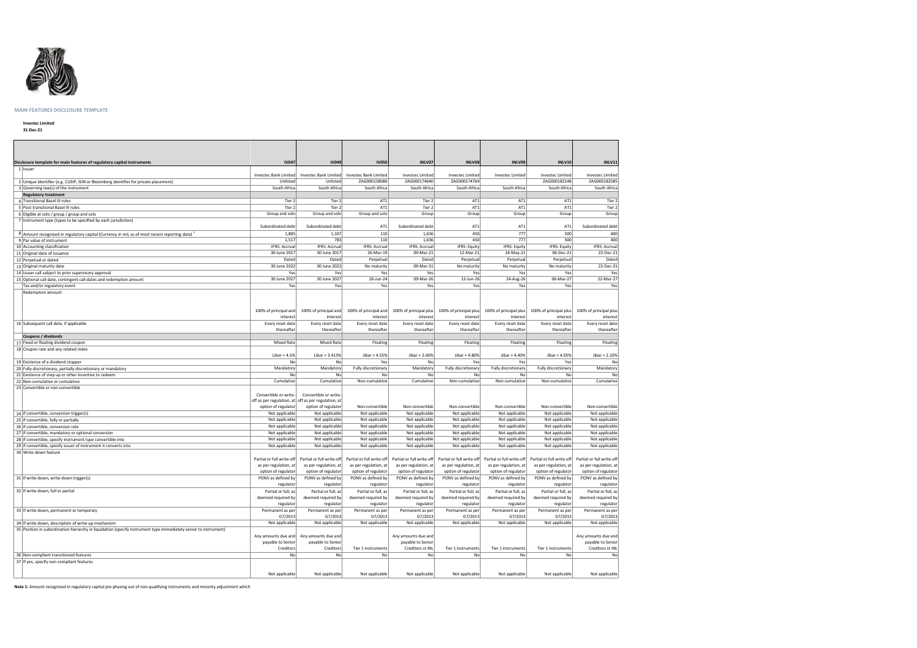**MAIN FEATURES DISCLOSURE TEMPLATE**

**Investec Limited**

**31-Dec-21**

| | Disclosure template for main features of regulatory capital instruments | IV047 | IV049 | IV050 | INLV07 | INLV08 | INLV09 | INLV10 | INLV11 |
|---|---|---|---|---|---|---|---|---|---|
| 1 | Issuer | Investec Bank Limited | Investec Bank Limited | Investec Bank Limited | Investec Limited | Investec Limited | Investec Limited | Investec Limited | Investec Limited |
| 2 | Unique identifier (e.g. CUSIP, ISIN or Bloomberg identifier for private placement) | Unlisted | Unlisted | ZAG000158080 | ZAG000174640 | ZAG000174764 | | ZAG000182148 | ZAG000182585 |
| 3 | Governing law(s) of the instrument | South Africa | South Africa | South Africa | South Africa | South Africa | South Africa | South Africa | South Africa |
| | **Regulatory treatment** | | | | | | | | |
| 4 | Transitional Basel III rules | Tier 2 | Tier 2 | AT1 | Tier 2 | AT1 | AT1 | AT1 | Tier 2 |
| 5 | Post-transitional Basel III rules | Tier 2 | Tier 2 | AT1 | Tier 2 | AT1 | AT1 | AT1 | Tier 2 |
| 6 | Eligible at solo / group / group and solo | Group and solo | Group and solo | Group and solo | Group | Group | Group | Group | Group |
| 7 | Instrument type (types to be specified by each jurisdiction) | Subordinated debt | Subordinated debt | AT1 | Subordinated debt | AT1 | AT1 | AT1 | Subordinated debt |
| 8 | Amount recognised in regulatory capital (Currency in mil, as of most recent reporting date) [1] | 1,805 | 1,107 | 110 | 1,636 | 450 | 777 | 500 | 400 |
| 9 | Par value of instrument | 1,517 | 783 | 110 | 1,636 | 450 | 777 | 500 | 400 |
| 10 | Accounting classification | IFRS: Accrual | IFRS: Accrual | IFRS: Accrual | IFRS: Accrual | IFRS: Equity | IFRS: Equity | IFRS: Equity | IFRS: Accrual |
| 11 | Original date of issuance | 30 June 2017 | 30 June 2017 | 26-Mar-19 | 09-Mar-21 | 12-Mar-21 | 24-May-21 | 06-Dec-21 | 22-Dec-21 |
| 12 | Perpetual or dated | Dated | Dated | Perpetual | Dated | Perpetual | Perpetual | Perpetual | Dated |
| 13 | Original maturity date | 30 June 2022 | 30 June 2022 | No maturity | 09-Mar-31 | No maturity | No maturity | No maturity | 22-Dec-31 |
| 14 | Issuer call subject to prior supervisory approval | Yes | Yes | Yes | Yes | Yes | Yes | Yes | Yes |
| 15 | Optional call date, contingent call dates and redemption amount | 30 June 2027 | 30 June 2027 | 26-Jun-24 | 09-Mar-26 | 12-Jun-26 | 24-Aug-26 | 06-Mar-27 | 22-Mar-27 |
| | Tax and/or regulatory event | Yes | Yes | Yes | Yes | Yes | Yes | Yes | Yes |
| | Redemption amount | 100% of principal and interest | 100% of principal and interest | 100% of principal and interest | 100% of principal plus interest | 100% of principal plus interest | 100% of principal plus interest | 100% of principal plus interest | 100% of principal plus interest |
| 16 | Subsequent call date, if applicable | Every reset date thereafter | Every reset date thereafter | Every reset date thereafter | Every reset date thereafter | Every reset date thereafter | Every reset date thereafter | Every reset date thereafter | Every reset date thereafter |
| | **Coupons / dividends** | | | | | | | | |
| 17 | Fixed or floating dividend coupon | Mixed Rate | Mixed Rate | Floating | Floating | Floating | Floating | Floating | Floating |
| 18 | Coupon rate and any related index | Libor + 4.5% | Libor + 3.413% | Jibar + 4.55% | Jibar + 2.60% | Jibar + 4.80% | Jibar + 4.40% | Jibar + 4.05% | Jibar + 2.10% |
| 19 | Existence of a dividend stopper | No | No | Yes | No | Yes | Yes | Yes | No |
| 20 | Fully discretionary, partially discretionary or mandatory | Mandatory | Mandatory | Fully discretionary | Mandatory | Fully discretionary | Fully discretionary | Fully discretionary | Mandatory |
| 21 | Existence of step up or other incentive to redeem | No | No | No | No | No | No | No | No |
| 22 | Non-cumulative or cumulative | Cumulative | Cumulative | Non-cumulative | Cumulative | Non-cumulative | Non-cumulative | Non-cumulative | Cumulative |
| 23 | Convertible or non-convertible | Convertible or write-off as per regulation, at option of regulator | Convertible or write-off as per regulation, at option of regulator | Non-convertible | Non-convertible | Non-convertible | Non-convertible | Non-convertible | Non-convertible |
| 24 | If convertible, conversion trigger(s) | Not applicable | Not applicable | Not applicable | Not applicable | Not applicable | Not applicable | Not applicable | Not applicable |
| 25 | If convertible, fully or partially | Not applicable | Not applicable | Not applicable | Not applicable | Not applicable | Not applicable | Not applicable | Not applicable |
| 26 | If convertible, conversion rate | Not applicable | Not applicable | Not applicable | Not applicable | Not applicable | Not applicable | Not applicable | Not applicable |
| 27 | If convertible, mandatory or optional conversion | Not applicable | Not applicable | Not applicable | Not applicable | Not applicable | Not applicable | Not applicable | Not applicable |
| 28 | If convertible, specify instrument type convertible into | Not applicable | Not applicable | Not applicable | Not applicable | Not applicable | Not applicable | Not applicable | Not applicable |
| 29 | If convertible, specify issuer of instrument it converts into | Not applicable | Not applicable | Not applicable | Not applicable | Not applicable | Not applicable | Not applicable | Not applicable |
| 30 | Write-down feature | Partial or full write-off as per regulation, at option of regulator | Partial or full write-off as per regulation, at option of regulator | Partial or full write-off as per regulation, at option of regulator | Partial or full write-off as per regulation, at option of regulator | Partial or full write-off as per regulation, at option of regulator | Partial or full write-off as per regulation, at option of regulator | Partial or full write-off as per regulation, at option of regulator | Partial or full write-off as per regulation, at option of regulator |
| 31 | If write-down, write-down trigger(s) | PONV as defined by regulator | PONV as defined by regulator | PONV as defined by regulator | PONV as defined by regulator | PONV as defined by regulator | PONV as defined by regulator | PONV as defined by regulator | PONV as defined by regulator |
| 32 | If write-down, full or partial | Partial or full, as deemed required by regulator | Partial or full, as deemed required by regulator | Partial or full, as deemed required by regulator | Partial or full, as deemed required by regulator | Partial or full, as deemed required by regulator | Partial or full, as deemed required by regulator | Partial or full, as deemed required by regulator | Partial or full, as deemed required by regulator |
| 33 | If write-down, permanent or temporary | Permanent as per G7/2013 | Permanent as per G7/2013 | Permanent as per G7/2013 | Permanent as per G7/2013 | Permanent as per G7/2013 | Permanent as per G7/2013 | Permanent as per G7/2013 | Permanent as per G7/2013 |
| 34 | If write-down, description of write-up mechanism | Not applicable | Not applicable | Not applicable | Not applicable | Not applicable | Not applicable | Not applicable | Not applicable |
| 35 | Position in subordination hierarchy in liquidation (specify instrument type immediately senior to instrument) | Any amounts due and payable to Senior Creditors | Any amounts due and payable to Senior Creditors | Tier 1 instruments | Any amounts due and payable to Senior Creditors st INL | Tier 1 instruments | Tier 1 instruments | Tier 1 instruments | Any amounts due and payable to Senior Creditors st INL |
| 36 | Non-compliant transitioned features | No | No | No | No | No | No | No | No |
| 37 | If yes, specify non-compliant features | Not applicable | Not applicable | Not applicable | Not applicable | Not applicable | Not applicable | Not applicable | Not applicable |

**Note 1:** Amount recognised in regulatory capital pre phasing out of non-qualifying instruments and minority adjustment which